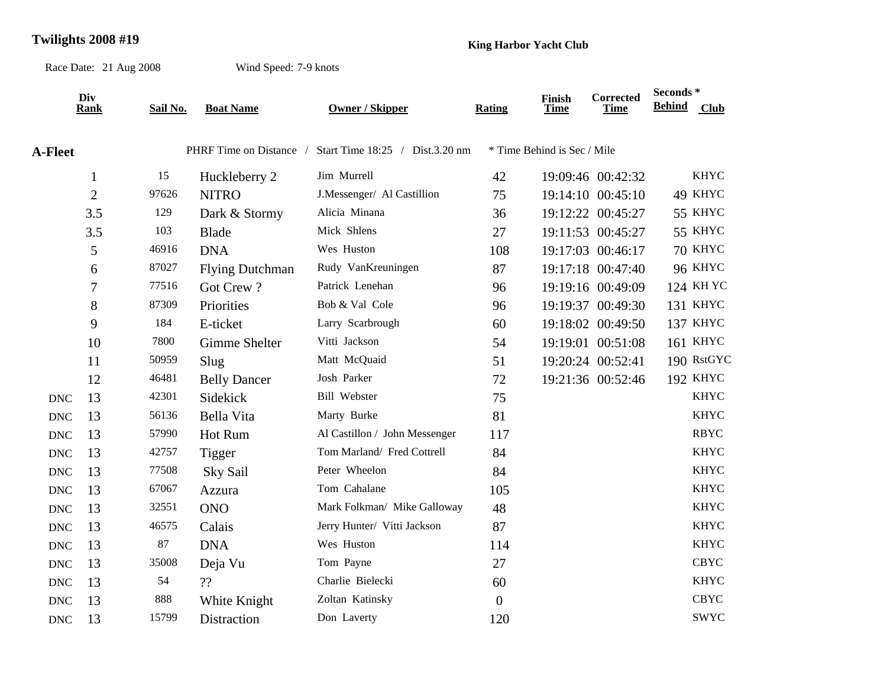**Twilights 2008 #19**

**King Harbor Yacht Club**

Race Date: 21 Aug 2008 Wind Speed: 7-9 knots

## A-Fleet

PHRF Time on Distance / Start Time 18:25 / Dist.3.20 nm * Time Behind is Sec / Mile

| | Div Rank | Sail No. | Boat Name | Owner / Skipper | Rating | Finish Time | Corrected Time | Seconds * Behind | Club |
|---|---|---|---|---|---|---|---|---|---|
| | 1 | 15 | Huckleberry 2 | Jim Murrell | 42 | 19:09:46 | 00:42:32 | | KHYC |
| | 2 | 97626 | NITRO | J.Messenger/ Al Castillion | 75 | 19:14:10 | 00:45:10 | 49 | KHYC |
| | 3.5 | 129 | Dark & Stormy | Alicia Minana | 36 | 19:12:22 | 00:45:27 | 55 | KHYC |
| | 3.5 | 103 | Blade | Mick Shlens | 27 | 19:11:53 | 00:45:27 | 55 | KHYC |
| | 5 | 46916 | DNA | Wes Huston | 108 | 19:17:03 | 00:46:17 | 70 | KHYC |
| | 6 | 87027 | Flying Dutchman | Rudy VanKreuningen | 87 | 19:17:18 | 00:47:40 | 96 | KHYC |
| | 7 | 77516 | Got Crew ? | Patrick Lenehan | 96 | 19:19:16 | 00:49:09 | 124 | KH YC |
| | 8 | 87309 | Priorities | Bob & Val Cole | 96 | 19:19:37 | 00:49:30 | 131 | KHYC |
| | 9 | 184 | E-ticket | Larry Scarbrough | 60 | 19:18:02 | 00:49:50 | 137 | KHYC |
| | 10 | 7800 | Gimme Shelter | Vitti Jackson | 54 | 19:19:01 | 00:51:08 | 161 | KHYC |
| | 11 | 50959 | Slug | Matt McQuaid | 51 | 19:20:24 | 00:52:41 | 190 | RstGYC |
| | 12 | 46481 | Belly Dancer | Josh Parker | 72 | 19:21:36 | 00:52:46 | 192 | KHYC |
| DNC | 13 | 42301 | Sidekick | Bill Webster | 75 | | | | KHYC |
| DNC | 13 | 56136 | Bella Vita | Marty Burke | 81 | | | | KHYC |
| DNC | 13 | 57990 | Hot Rum | Al Castillon / John Messenger | 117 | | | | RBYC |
| DNC | 13 | 42757 | Tigger | Tom Marland/ Fred Cottrell | 84 | | | | KHYC |
| DNC | 13 | 77508 | Sky Sail | Peter Wheelon | 84 | | | | KHYC |
| DNC | 13 | 67067 | Azzura | Tom Cahalane | 105 | | | | KHYC |
| DNC | 13 | 32551 | ONO | Mark Folkman/ Mike Galloway | 48 | | | | KHYC |
| DNC | 13 | 46575 | Calais | Jerry Hunter/ Vitti Jackson | 87 | | | | KHYC |
| DNC | 13 | 87 | DNA | Wes Huston | 114 | | | | KHYC |
| DNC | 13 | 35008 | Deja Vu | Tom Payne | 27 | | | | CBYC |
| DNC | 13 | 54 | ?? | Charlie Bielecki | 60 | | | | KHYC |
| DNC | 13 | 888 | White Knight | Zoltan Katinsky | 0 | | | | CBYC |
| DNC | 13 | 15799 | Distraction | Don Laverty | 120 | | | | SWYC |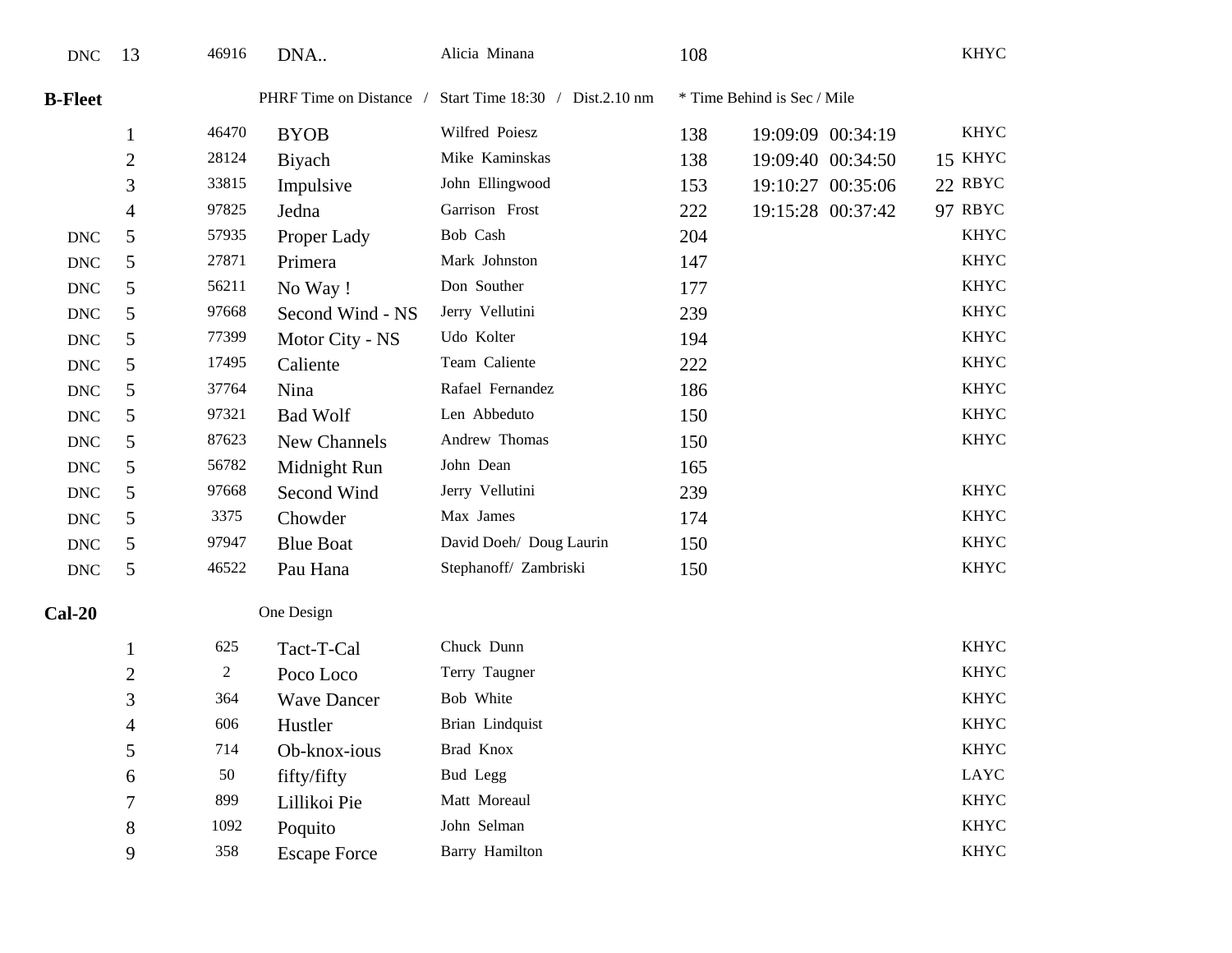| | | | | | | | | | |
|---|---|---|---|---|---|---|---|---|---|
| DNC | 13 | 46916 | DNA.. | Alicia Minana | 108 | | | | KHYC |

**B-Fleet** PHRF Time on Distance / Start Time 18:30 / Dist.2.10 nm * Time Behind is Sec / Mile

| | | | | | | | | | |
|---|---|---|---|---|---|---|---|---|---|
| | 1 | 46470 | BYOB | Wilfred Poiesz | 138 | 19:09:09 | 00:34:19 | | KHYC |
| | 2 | 28124 | Biyach | Mike Kaminskas | 138 | 19:09:40 | 00:34:50 | 15 | KHYC |
| | 3 | 33815 | Impulsive | John Ellingwood | 153 | 19:10:27 | 00:35:06 | 22 | RBYC |
| | 4 | 97825 | Jedna | Garrison Frost | 222 | 19:15:28 | 00:37:42 | 97 | RBYC |
| DNC | 5 | 57935 | Proper Lady | Bob Cash | 204 | | | | KHYC |
| DNC | 5 | 27871 | Primera | Mark Johnston | 147 | | | | KHYC |
| DNC | 5 | 56211 | No Way ! | Don Souther | 177 | | | | KHYC |
| DNC | 5 | 97668 | Second Wind - NS | Jerry Vellutini | 239 | | | | KHYC |
| DNC | 5 | 77399 | Motor City - NS | Udo Kolter | 194 | | | | KHYC |
| DNC | 5 | 17495 | Caliente | Team Caliente | 222 | | | | KHYC |
| DNC | 5 | 37764 | Nina | Rafael Fernandez | 186 | | | | KHYC |
| DNC | 5 | 97321 | Bad Wolf | Len Abbeduto | 150 | | | | KHYC |
| DNC | 5 | 87623 | New Channels | Andrew Thomas | 150 | | | | KHYC |
| DNC | 5 | 56782 | Midnight Run | John Dean | 165 | | | | |
| DNC | 5 | 97668 | Second Wind | Jerry Vellutini | 239 | | | | KHYC |
| DNC | 5 | 3375 | Chowder | Max James | 174 | | | | KHYC |
| DNC | 5 | 97947 | Blue Boat | David Doeh/ Doug Laurin | 150 | | | | KHYC |
| DNC | 5 | 46522 | Pau Hana | Stephanoff/ Zambriski | 150 | | | | KHYC |

**Cal-20** One Design

| | | | | | |
|---|---|---|---|---|---|
| | 1 | 625 | Tact-T-Cal | Chuck Dunn | KHYC |
| | 2 | 2 | Poco Loco | Terry Taugner | KHYC |
| | 3 | 364 | Wave Dancer | Bob White | KHYC |
| | 4 | 606 | Hustler | Brian Lindquist | KHYC |
| | 5 | 714 | Ob-knox-ious | Brad Knox | KHYC |
| | 6 | 50 | fifty/fifty | Bud Legg | LAYC |
| | 7 | 899 | Lillikoi Pie | Matt Moreaul | KHYC |
| | 8 | 1092 | Poquito | John Selman | KHYC |
| | 9 | 358 | Escape Force | Barry Hamilton | KHYC |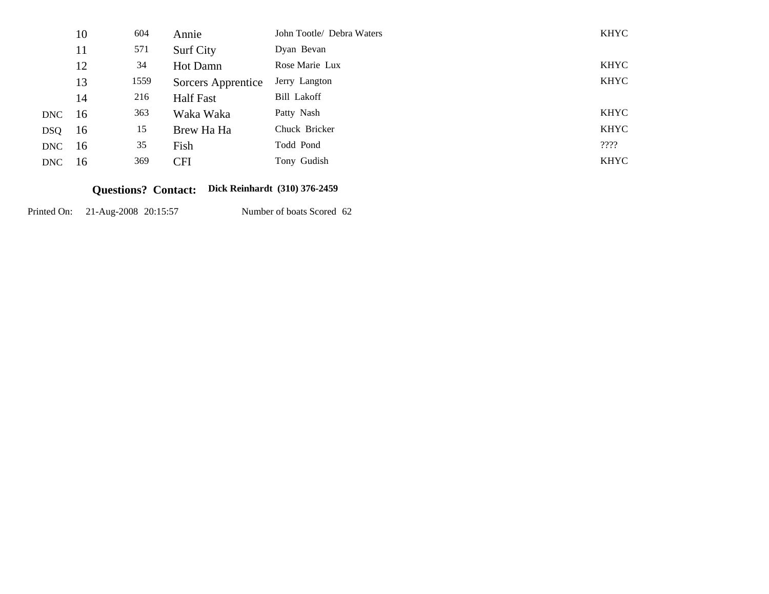| | | | | | |
|---|---|---|---|---|---|
| | 10 | 604 | Annie | John Tootle/ Debra Waters | KHYC |
| | 11 | 571 | Surf City | Dyan Bevan | |
| | 12 | 34 | Hot Damn | Rose Marie Lux | KHYC |
| | 13 | 1559 | Sorcers Apprentice | Jerry Langton | KHYC |
| | 14 | 216 | Half Fast | Bill Lakoff | |
| DNC | 16 | 363 | Waka Waka | Patty Nash | KHYC |
| DSQ | 16 | 15 | Brew Ha Ha | Chuck Bricker | KHYC |
| DNC | 16 | 35 | Fish | Todd Pond | ???? |
| DNC | 16 | 369 | CFI | Tony Gudish | KHYC |

**Questions? Contact:** **Dick Reinhardt (310) 376-2459**

Printed On: 21-Aug-2008 20:15:57 Number of boats Scored 62